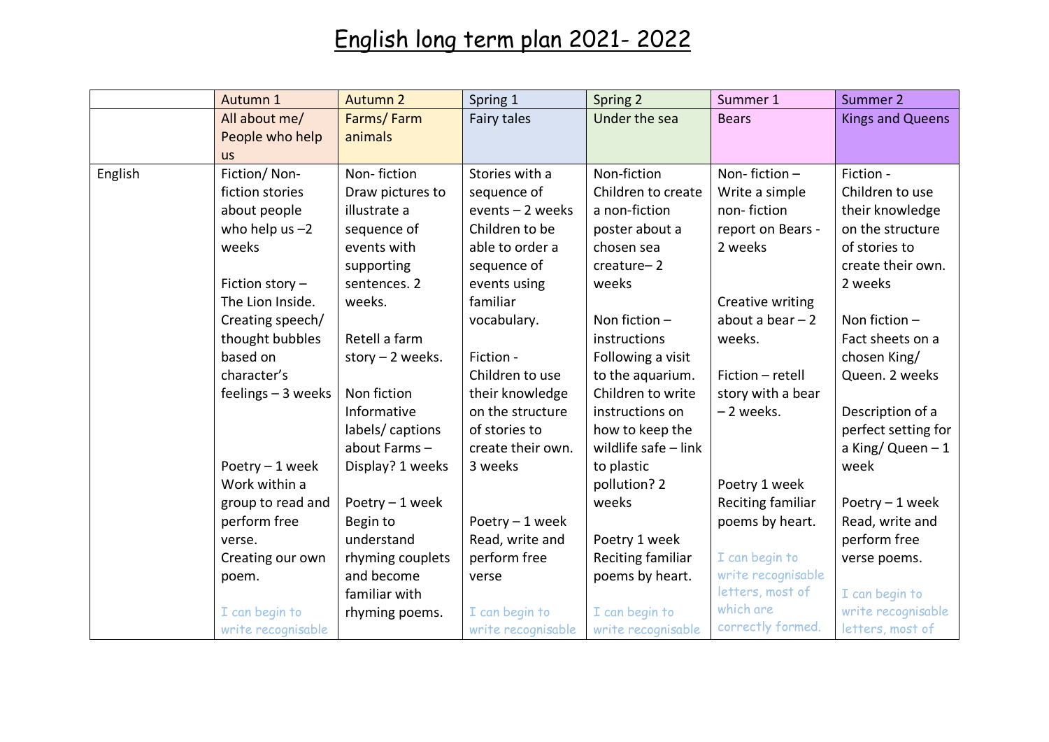# English long term plan 2021- 2022

| | Autumn 1 | Autumn 2 | Spring 1 | Spring 2 | Summer 1 | Summer 2 |
|---|---|---|---|---|---|---|
| | All about me/ People who help us | Farms/ Farm animals | Fairy tales | Under the sea | Bears | Kings and Queens |
| English | Fiction/ Non-fiction stories about people who help us –2 weeks<br><br>Fiction story – The Lion Inside. Creating speech/ thought bubbles based on character's feelings – 3 weeks<br><br>Poetry – 1 week Work within a group to read and perform free verse. Creating our own poem.<br><br>I can begin to write recognisable | Non- fiction Draw pictures to illustrate a sequence of events with supporting sentences. 2 weeks.<br><br>Retell a farm story – 2 weeks.<br><br>Non fiction Informative labels/ captions about Farms – Display? 1 weeks<br><br>Poetry – 1 week Begin to understand rhyming couplets and become familiar with rhyming poems. | Stories with a sequence of events – 2 weeks Children to be able to order a sequence of events using familiar vocabulary.<br><br>Fiction - Children to use their knowledge on the structure of stories to create their own. 3 weeks<br><br>Poetry – 1 week Read, write and perform free verse<br><br>I can begin to write recognisable | Non-fiction Children to create a non-fiction poster about a chosen sea creature– 2 weeks<br><br>Non fiction – instructions Following a visit to the aquarium. Children to write instructions on how to keep the wildlife safe – link to plastic pollution? 2 weeks<br><br>Poetry 1 week Reciting familiar poems by heart.<br><br>I can begin to write recognisable | Non- fiction – Write a simple non- fiction report on Bears - 2 weeks<br><br>Creative writing about a bear – 2 weeks.<br><br>Fiction – retell story with a bear – 2 weeks.<br><br>Poetry 1 week Reciting familiar poems by heart.<br><br>I can begin to write recognisable letters, most of which are correctly formed. | Fiction - Children to use their knowledge on the structure of stories to create their own. 2 weeks<br><br>Non fiction – Fact sheets on a chosen King/ Queen. 2 weeks<br><br>Description of a perfect setting for a King/ Queen – 1 week<br><br>Poetry – 1 week Read, write and perform free verse poems.<br><br>I can begin to write recognisable letters, most of |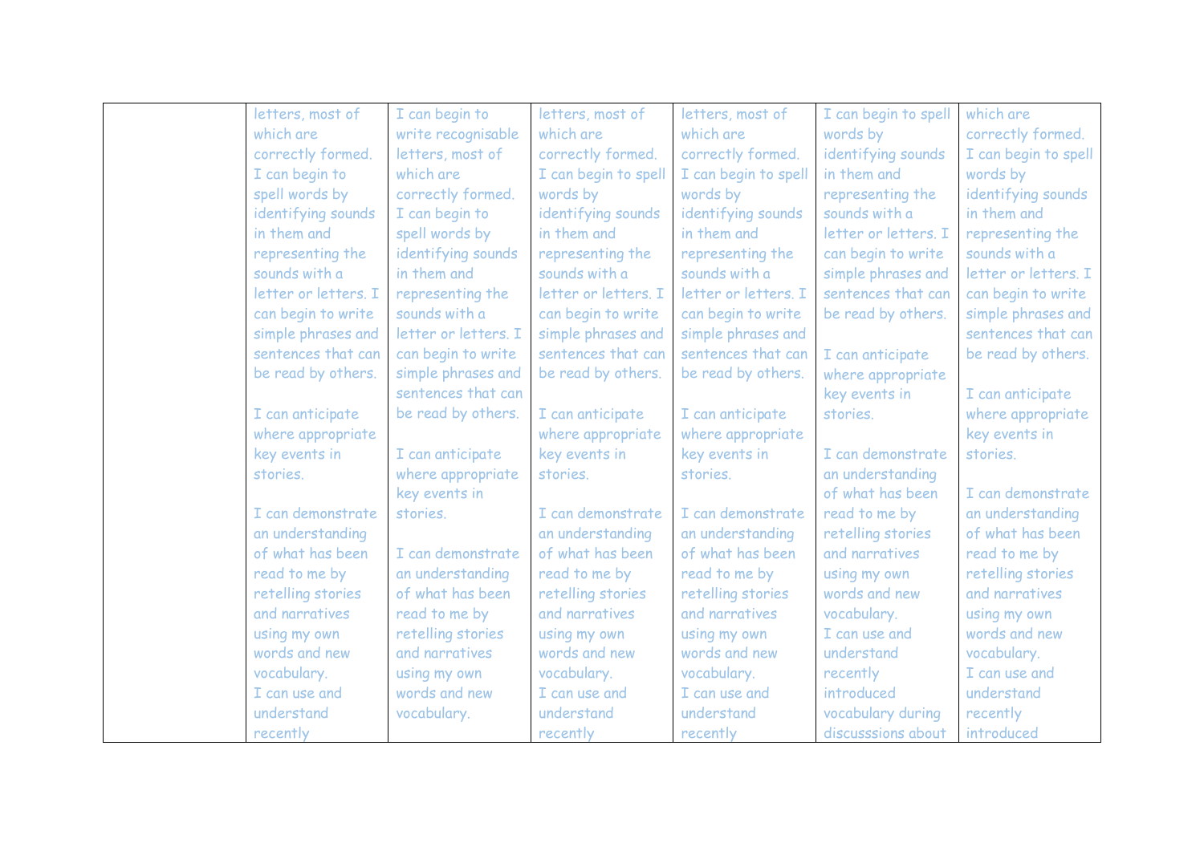| | | | | | | |
|---|---|---|---|---|---|---|
| | letters, most of which are correctly formed. I can begin to spell words by identifying sounds in them and representing the sounds with a letter or letters. I can begin to write simple phrases and sentences that can be read by others.<br><br>I can anticipate where appropriate key events in stories.<br><br>I can demonstrate an understanding of what has been read to me by retelling stories and narratives using my own words and new vocabulary.<br>I can use and understand recently | I can begin to write recognisable letters, most of which are correctly formed. I can begin to spell words by identifying sounds in them and representing the sounds with a letter or letters. I can begin to write simple phrases and sentences that can be read by others.<br><br>I can anticipate where appropriate key events in stories.<br><br>I can demonstrate an understanding of what has been read to me by retelling stories and narratives using my own words and new vocabulary. | letters, most of which are correctly formed. I can begin to spell words by identifying sounds in them and representing the sounds with a letter or letters. I can begin to write simple phrases and sentences that can be read by others.<br><br>I can anticipate where appropriate key events in stories.<br><br>I can demonstrate an understanding of what has been read to me by retelling stories and narratives using my own words and new vocabulary.<br>I can use and understand recently | letters, most of which are correctly formed. I can begin to spell words by identifying sounds in them and representing the sounds with a letter or letters. I can begin to write simple phrases and sentences that can be read by others.<br><br>I can anticipate where appropriate key events in stories.<br><br>I can demonstrate an understanding of what has been read to me by retelling stories and narratives using my own words and new vocabulary.<br>I can use and understand recently | I can begin to spell words by identifying sounds in them and representing the sounds with a letter or letters. I can begin to write simple phrases and sentences that can be read by others.<br><br>I can anticipate where appropriate key events in stories.<br><br>I can demonstrate an understanding of what has been read to me by retelling stories and narratives using my own words and new vocabulary.<br>I can use and understand recently introduced vocabulary during discusssions about | which are correctly formed. I can begin to spell words by identifying sounds in them and representing the sounds with a letter or letters. I can begin to write simple phrases and sentences that can be read by others.<br><br>I can anticipate where appropriate key events in stories.<br><br>I can demonstrate an understanding of what has been read to me by retelling stories and narratives using my own words and new vocabulary.<br>I can use and understand recently introduced |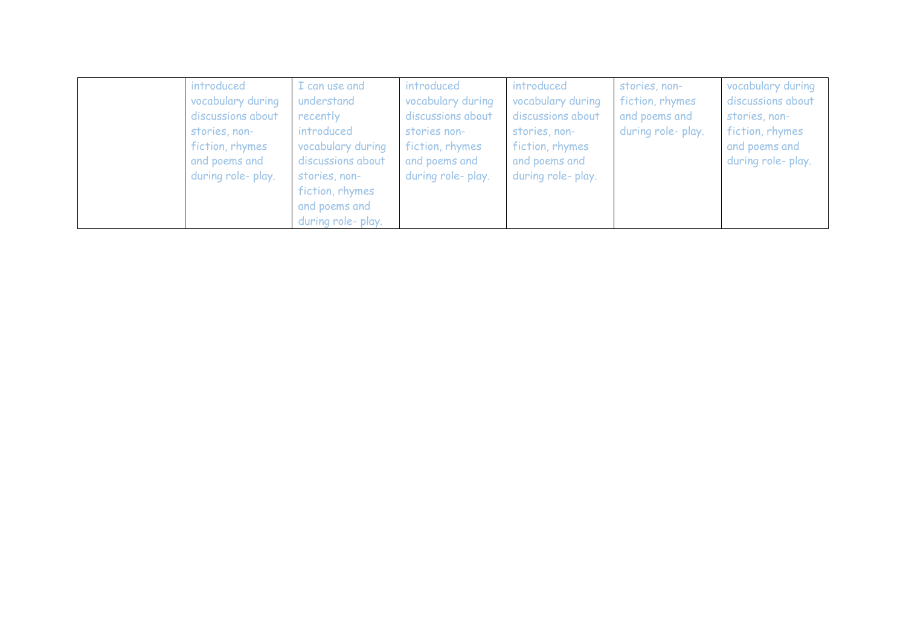| | | | | | | |
|---|---|---|---|---|---|---|
| | introduced vocabulary during discussions about stories, non-fiction, rhymes and poems and during role- play. | I can use and understand recently introduced vocabulary during discussions about stories, non-fiction, rhymes and poems and during role- play. | introduced vocabulary during discussions about stories non-fiction, rhymes and poems and during role- play. | introduced vocabulary during discussions about stories, non-fiction, rhymes and poems and during role- play. | stories, non-fiction, rhymes and poems and during role- play. | vocabulary during discussions about stories, non-fiction, rhymes and poems and during role- play. |